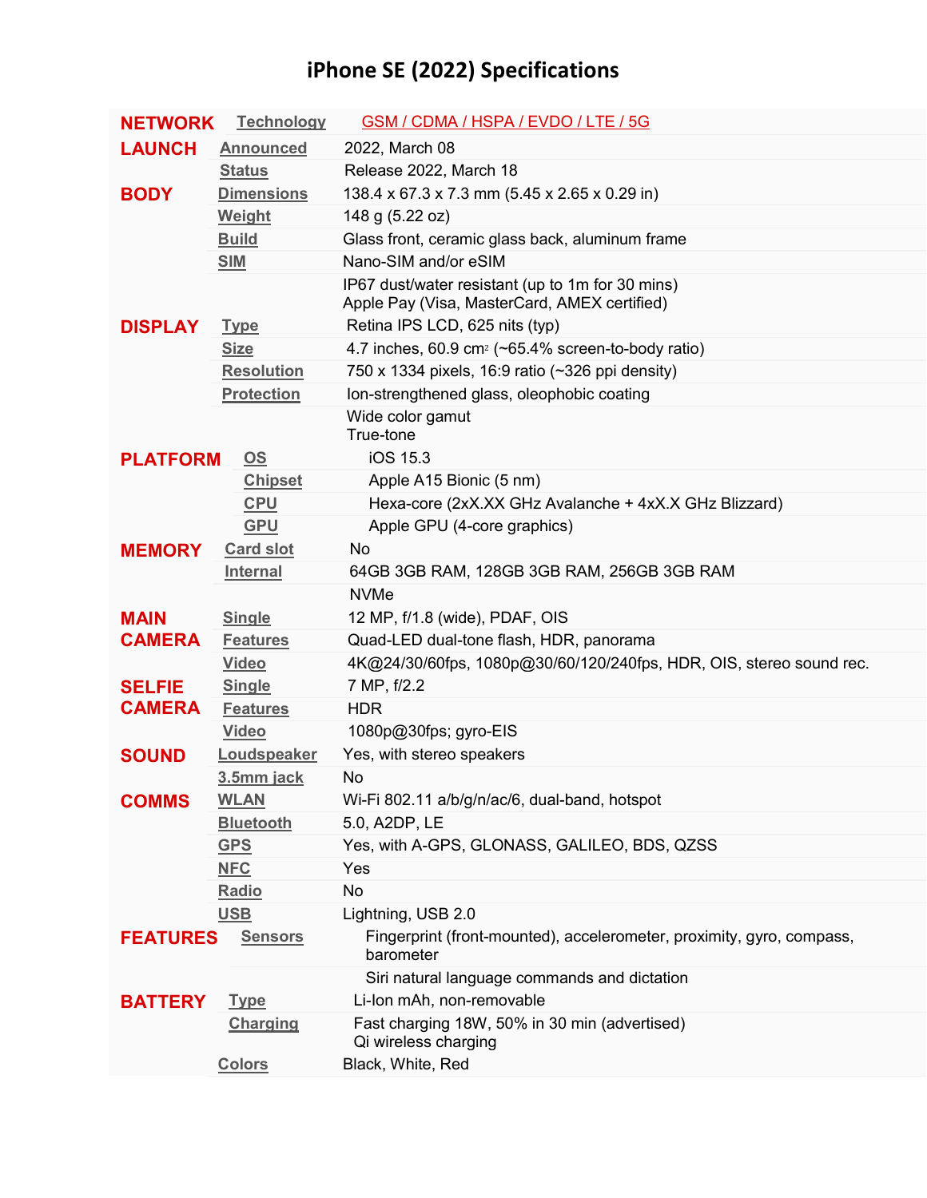# iPhone SE (2022) Specifications

| | | |
|---|---|---|
| **NETWORK** | Technology | GSM / CDMA / HSPA / EVDO / LTE / 5G |
| **LAUNCH** | Announced | 2022, March 08 |
| | Status | Release 2022, March 18 |
| **BODY** | Dimensions | 138.4 x 67.3 x 7.3 mm (5.45 x 2.65 x 0.29 in) |
| | Weight | 148 g (5.22 oz) |
| | Build | Glass front, ceramic glass back, aluminum frame |
| | SIM | Nano-SIM and/or eSIM |
| | | IP67 dust/water resistant (up to 1m for 30 mins)<br>Apple Pay (Visa, MasterCard, AMEX certified) |
| **DISPLAY** | Type | Retina IPS LCD, 625 nits (typ) |
| | Size | 4.7 inches, 60.9 $cm^2$ (~65.4% screen-to-body ratio) |
| | Resolution | 750 x 1334 pixels, 16:9 ratio (~326 ppi density) |
| | Protection | Ion-strengthened glass, oleophobic coating |
| | | Wide color gamut<br>True-tone |
| **PLATFORM** | OS | iOS 15.3 |
| | Chipset | Apple A15 Bionic (5 nm) |
| | CPU | Hexa-core (2xX.XX GHz Avalanche + 4xX.X GHz Blizzard) |
| | GPU | Apple GPU (4-core graphics) |
| **MEMORY** | Card slot | No |
| | Internal | 64GB 3GB RAM, 128GB 3GB RAM, 256GB 3GB RAM |
| | | NVMe |
| **MAIN CAMERA** | Single | 12 MP, f/1.8 (wide), PDAF, OIS |
| | Features | Quad-LED dual-tone flash, HDR, panorama |
| | Video | 4K@24/30/60fps, 1080p@30/60/120/240fps, HDR, OIS, stereo sound rec. |
| **SELFIE CAMERA** | Single | 7 MP, f/2.2 |
| | Features | HDR |
| | Video | 1080p@30fps; gyro-EIS |
| **SOUND** | Loudspeaker | Yes, with stereo speakers |
| | 3.5mm jack | No |
| **COMMS** | WLAN | Wi-Fi 802.11 a/b/g/n/ac/6, dual-band, hotspot |
| | Bluetooth | 5.0, A2DP, LE |
| | GPS | Yes, with A-GPS, GLONASS, GALILEO, BDS, QZSS |
| | NFC | Yes |
| | Radio | No |
| | USB | Lightning, USB 2.0 |
| **FEATURES** | Sensors | Fingerprint (front-mounted), accelerometer, proximity, gyro, compass, barometer |
| | | Siri natural language commands and dictation |
| **BATTERY** | Type | Li-Ion mAh, non-removable |
| | Charging | Fast charging 18W, 50% in 30 min (advertised)<br>Qi wireless charging |
| | Colors | Black, White, Red |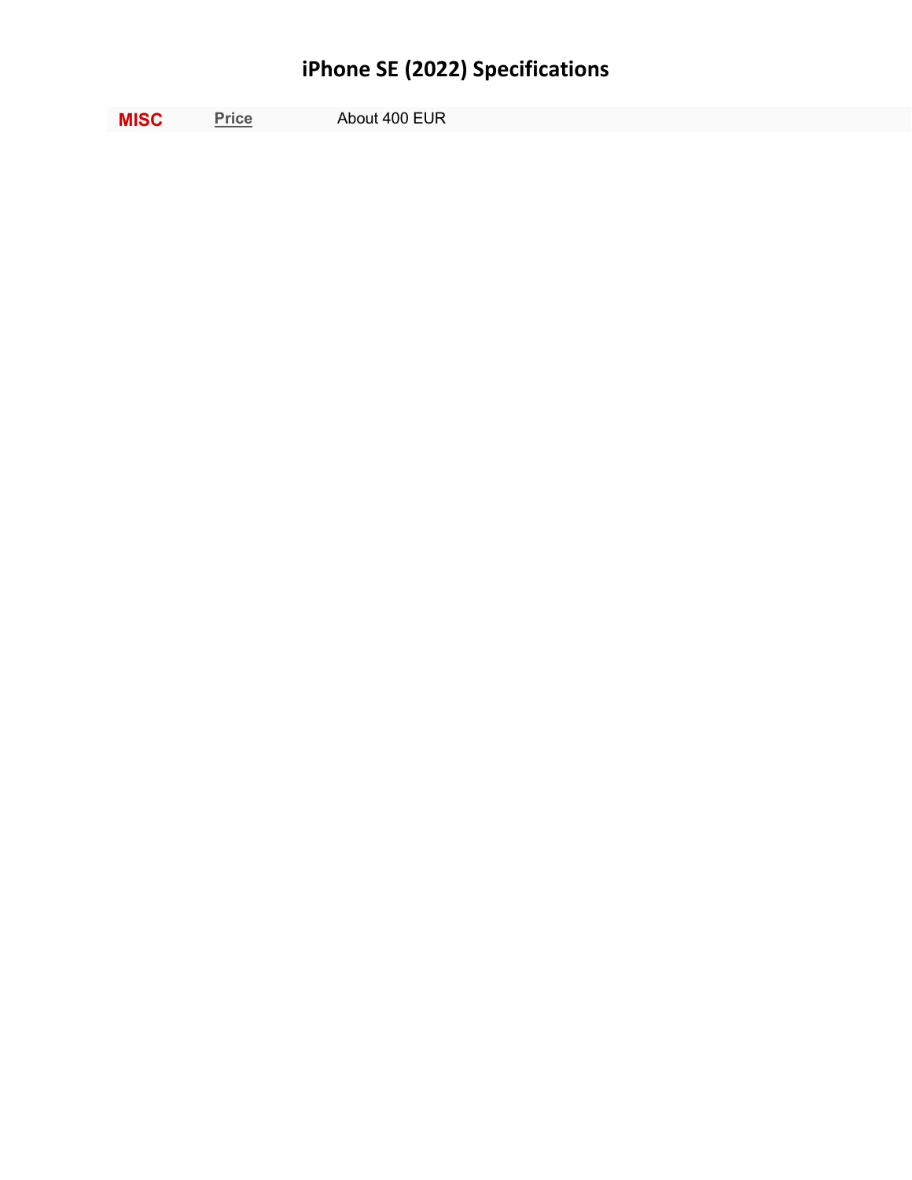# iPhone SE (2022) Specifications

| | | |
|---|---|---|
| **MISC** | **Price** | About 400 EUR |